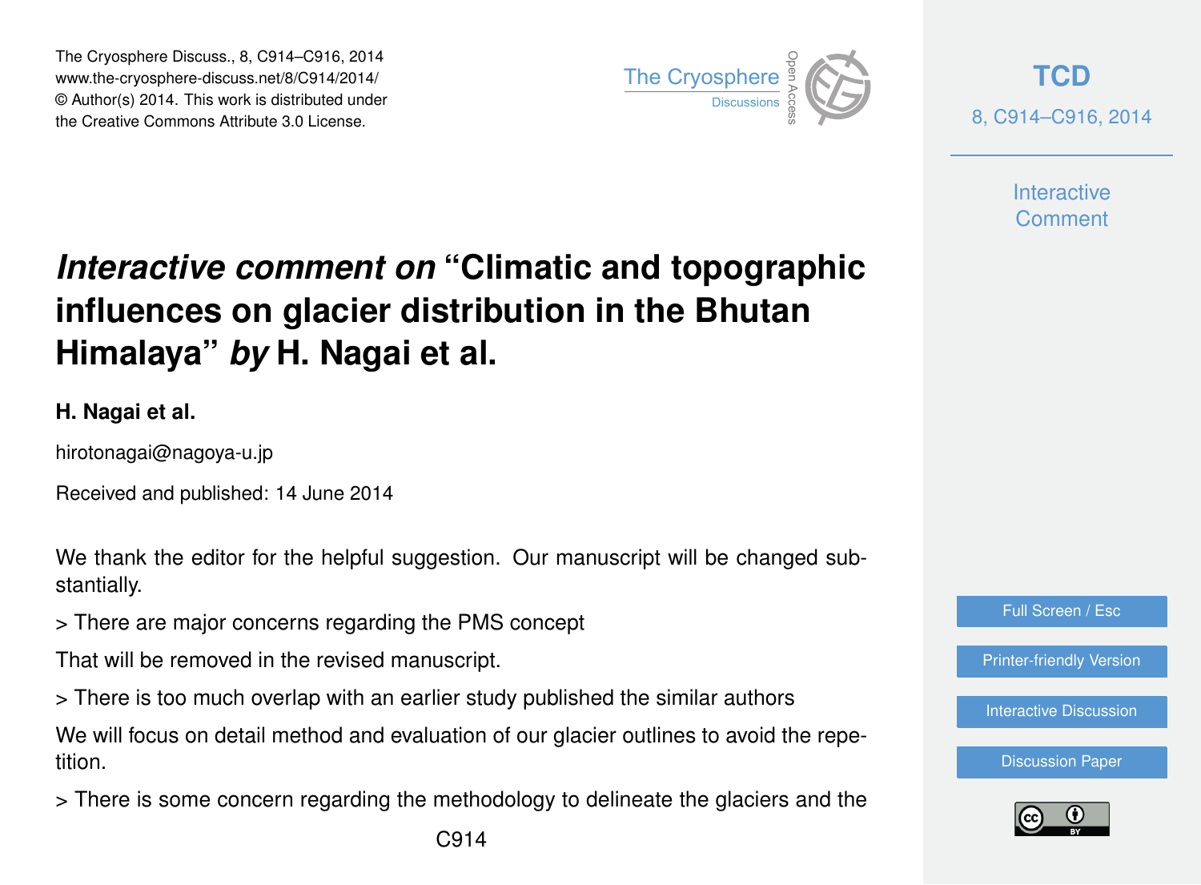# *Interactive comment on* "Climatic and topographic influences on glacier distribution in the Bhutan Himalaya" *by* H. Nagai et al.

**H. Nagai et al.**

hirotonagai@nagoya-u.jp

Received and published: 14 June 2014

We thank the editor for the helpful suggestion. Our manuscript will be changed substantially.

> There are major concerns regarding the PMS concept

That will be removed in the revised manuscript.

> There is too much overlap with an earlier study published the similar authors

We will focus on detail method and evaluation of our glacier outlines to avoid the repetition.

> There is some concern regarding the methodology to delineate the glaciers and the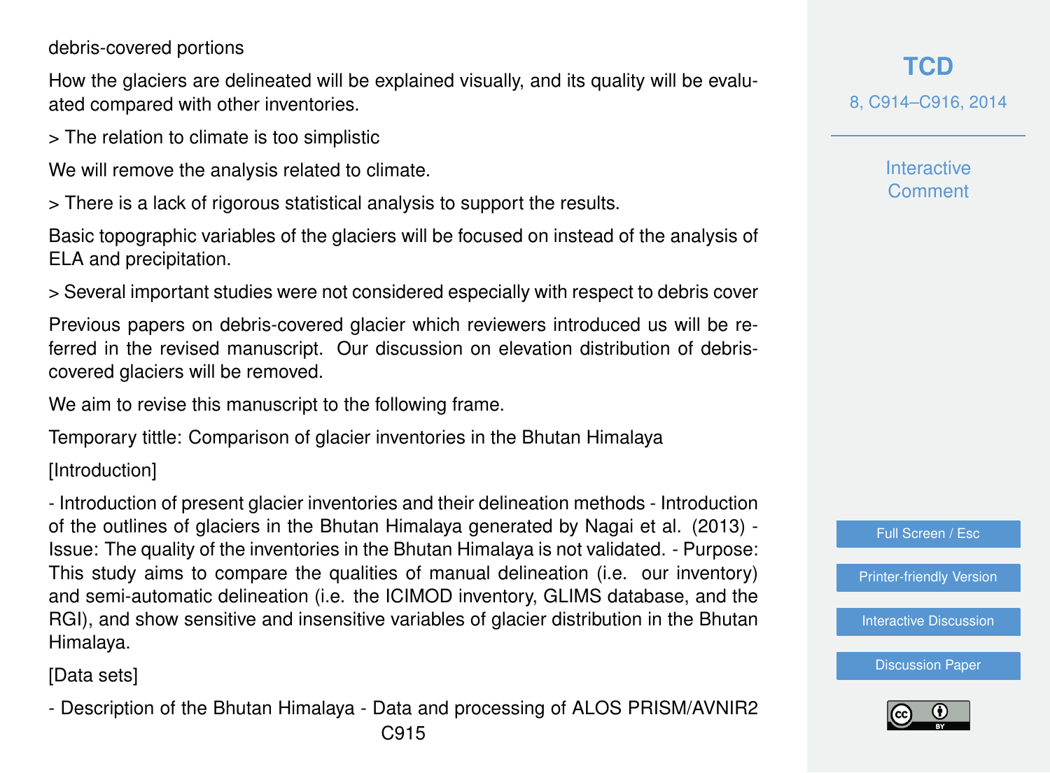debris-covered portions

How the glaciers are delineated will be explained visually, and its quality will be evaluated compared with other inventories.

> The relation to climate is too simplistic

We will remove the analysis related to climate.

> There is a lack of rigorous statistical analysis to support the results.

Basic topographic variables of the glaciers will be focused on instead of the analysis of ELA and precipitation.

> Several important studies were not considered especially with respect to debris cover

Previous papers on debris-covered glacier which reviewers introduced us will be referred in the revised manuscript. Our discussion on elevation distribution of debris-covered glaciers will be removed.

We aim to revise this manuscript to the following frame.

Temporary tittle: Comparison of glacier inventories in the Bhutan Himalaya

[Introduction]

- Introduction of present glacier inventories and their delineation methods - Introduction of the outlines of glaciers in the Bhutan Himalaya generated by Nagai et al. (2013) - Issue: The quality of the inventories in the Bhutan Himalaya is not validated. - Purpose: This study aims to compare the qualities of manual delineation (i.e. our inventory) and semi-automatic delineation (i.e. the ICIMOD inventory, GLIMS database, and the RGI), and show sensitive and insensitive variables of glacier distribution in the Bhutan Himalaya.

[Data sets]

- Description of the Bhutan Himalaya - Data and processing of ALOS PRISM/AVNIR2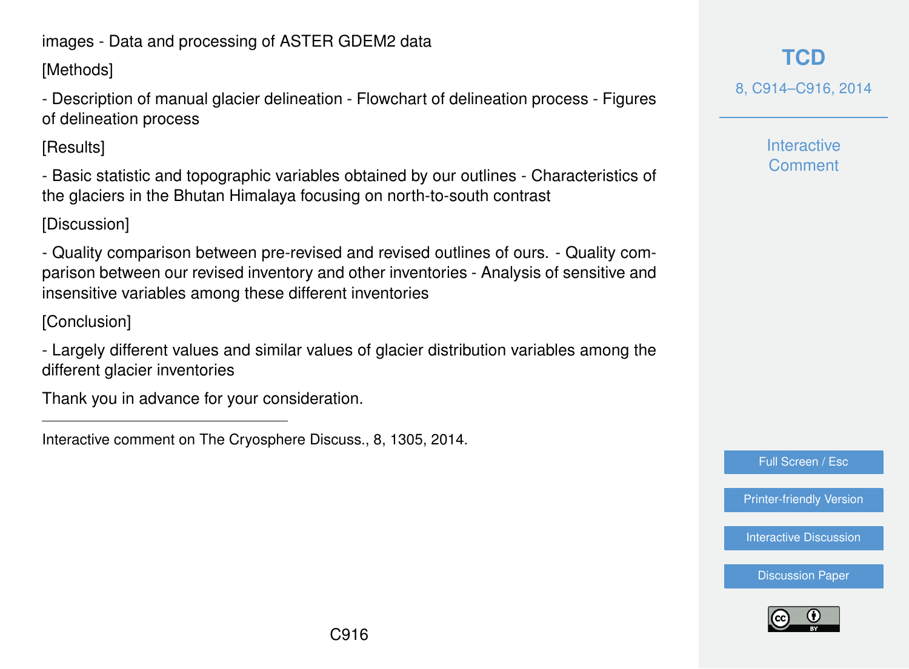images - Data and processing of ASTER GDEM2 data

[Methods]

- Description of manual glacier delineation - Flowchart of delineation process - Figures of delineation process

[Results]

- Basic statistic and topographic variables obtained by our outlines - Characteristics of the glaciers in the Bhutan Himalaya focusing on north-to-south contrast

[Discussion]

- Quality comparison between pre-revised and revised outlines of ours. - Quality comparison between our revised inventory and other inventories - Analysis of sensitive and insensitive variables among these different inventories

[Conclusion]

- Largely different values and similar values of glacier distribution variables among the different glacier inventories

Thank you in advance for your consideration.

---

Interactive comment on The Cryosphere Discuss., 8, 1305, 2014.